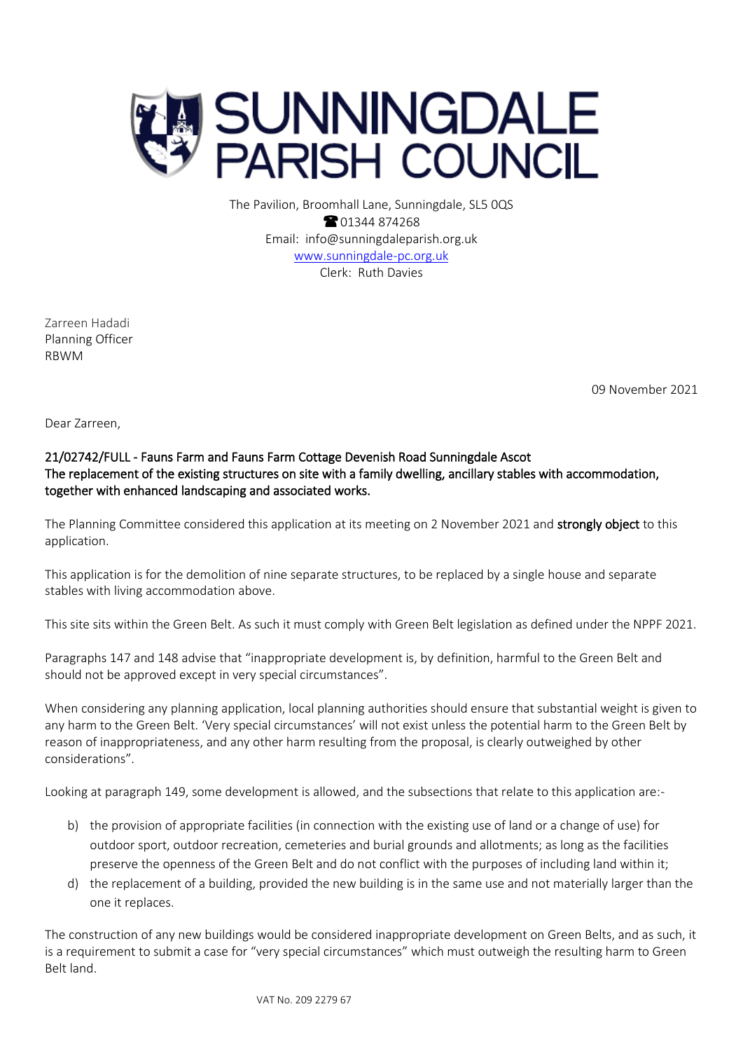# SUNNINGDALE PARISH COUNCIL

The Pavilion, Broomhall Lane, Sunningdale, SL5 0QS
☎ 01344 874268
Email: info@sunningdaleparish.org.uk
www.sunningdale-pc.org.uk
Clerk: Ruth Davies

Zarreen Hadadi
Planning Officer
RBWM

09 November 2021

Dear Zarreen,

**21/02742/FULL - Fauns Farm and Fauns Farm Cottage Devenish Road Sunningdale Ascot**
**The replacement of the existing structures on site with a family dwelling, ancillary stables with accommodation, together with enhanced landscaping and associated works.**

The Planning Committee considered this application at its meeting on 2 November 2021 and **strongly object** to this application.

This application is for the demolition of nine separate structures, to be replaced by a single house and separate stables with living accommodation above.

This site sits within the Green Belt. As such it must comply with Green Belt legislation as defined under the NPPF 2021.

Paragraphs 147 and 148 advise that "inappropriate development is, by definition, harmful to the Green Belt and should not be approved except in very special circumstances".

When considering any planning application, local planning authorities should ensure that substantial weight is given to any harm to the Green Belt. 'Very special circumstances' will not exist unless the potential harm to the Green Belt by reason of inappropriateness, and any other harm resulting from the proposal, is clearly outweighed by other considerations".

Looking at paragraph 149, some development is allowed, and the subsections that relate to this application are:-

b) the provision of appropriate facilities (in connection with the existing use of land or a change of use) for outdoor sport, outdoor recreation, cemeteries and burial grounds and allotments; as long as the facilities preserve the openness of the Green Belt and do not conflict with the purposes of including land within it;
d) the replacement of a building, provided the new building is in the same use and not materially larger than the one it replaces.

The construction of any new buildings would be considered inappropriate development on Green Belts, and as such, it is a requirement to submit a case for "very special circumstances" which must outweigh the resulting harm to Green Belt land.

VAT No. 209 2279 67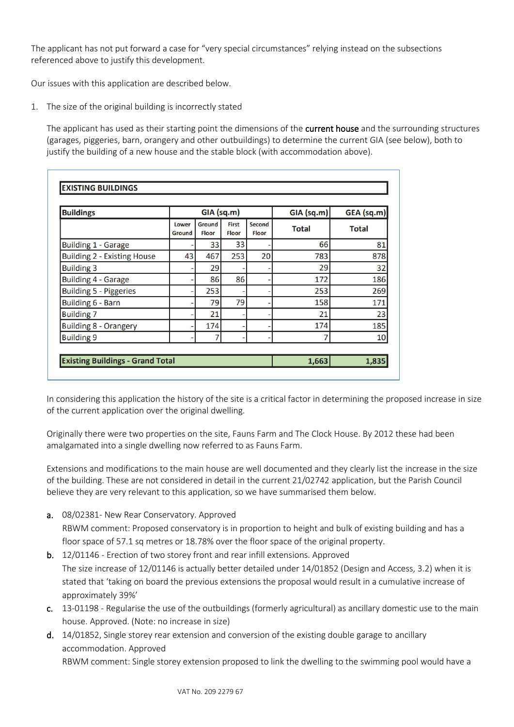The applicant has not put forward a case for "very special circumstances" relying instead on the subsections referenced above to justify this development.

Our issues with this application are described below.

1. The size of the original building is incorrectly stated

   The applicant has used as their starting point the dimensions of the **current house** and the surrounding structures (garages, piggeries, barn, orangery and other outbuildings) to determine the current GIA (see below), both to justify the building of a new house and the stable block (with accommodation above).

**EXISTING BUILDINGS**

| Buildings | GIA (sq.m) | | | | GIA (sq.m) | GEA (sq.m) |
|---|---|---|---|---|---|---|
| | Lower Ground | Ground Floor | First Floor | Second Floor | Total | Total |
| Building 1 - Garage | - | 33 | 33 | - | 66 | 81 |
| Building 2 - Existing House | 43 | 467 | 253 | 20 | 783 | 878 |
| Building 3 | - | 29 | - | - | 29 | 32 |
| Building 4 - Garage | - | 86 | 86 | - | 172 | 186 |
| Building 5 - Piggeries | - | 253 | - | - | 253 | 269 |
| Building 6 - Barn | - | 79 | 79 | - | 158 | 171 |
| Building 7 | - | 21 | - | - | 21 | 23 |
| Building 8 - Orangery | - | 174 | - | - | 174 | 185 |
| Building 9 | - | 7 | - | - | 7 | 10 |
| **Existing Buildings - Grand Total** | | | | | **1,663** | **1,835** |

In considering this application the history of the site is a critical factor in determining the proposed increase in size of the current application over the original dwelling.

Originally there were two properties on the site, Fauns Farm and The Clock House. By 2012 these had been amalgamated into a single dwelling now referred to as Fauns Farm.

Extensions and modifications to the main house are well documented and they clearly list the increase in the size of the building. These are not considered in detail in the current 21/02742 application, but the Parish Council believe they are very relevant to this application, so we have summarised them below.

a. 08/02381- New Rear Conservatory. Approved
   RBWM comment: Proposed conservatory is in proportion to height and bulk of existing building and has a floor space of 57.1 sq metres or 18.78% over the floor space of the original property.
b. 12/01146 - Erection of two storey front and rear infill extensions. Approved
   The size increase of 12/01146 is actually better detailed under 14/01852 (Design and Access, 3.2) when it is stated that 'taking on board the previous extensions the proposal would result in a cumulative increase of approximately 39%'
c. 13-01198 - Regularise the use of the outbuildings (formerly agricultural) as ancillary domestic use to the main house. Approved. (Note: no increase in size)
d. 14/01852, Single storey rear extension and conversion of the existing double garage to ancillary accommodation. Approved
   RBWM comment: Single storey extension proposed to link the dwelling to the swimming pool would have a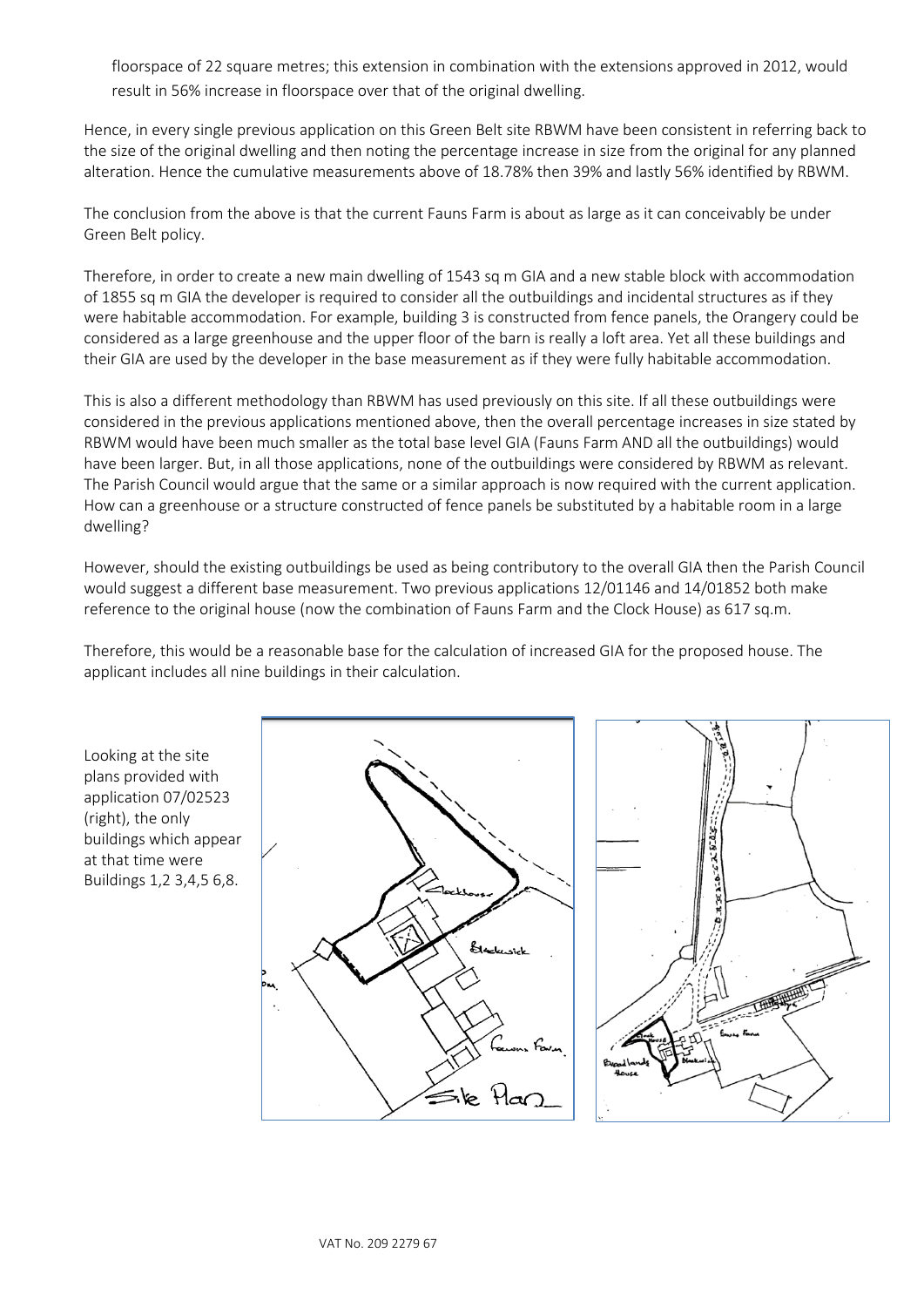floorspace of 22 square metres; this extension in combination with the extensions approved in 2012, would result in 56% increase in floorspace over that of the original dwelling.

Hence, in every single previous application on this Green Belt site RBWM have been consistent in referring back to the size of the original dwelling and then noting the percentage increase in size from the original for any planned alteration. Hence the cumulative measurements above of 18.78% then 39% and lastly 56% identified by RBWM.

The conclusion from the above is that the current Fauns Farm is about as large as it can conceivably be under Green Belt policy.

Therefore, in order to create a new main dwelling of 1543 sq m GIA and a new stable block with accommodation of 1855 sq m GIA the developer is required to consider all the outbuildings and incidental structures as if they were habitable accommodation. For example, building 3 is constructed from fence panels, the Orangery could be considered as a large greenhouse and the upper floor of the barn is really a loft area. Yet all these buildings and their GIA are used by the developer in the base measurement as if they were fully habitable accommodation.

This is also a different methodology than RBWM has used previously on this site. If all these outbuildings were considered in the previous applications mentioned above, then the overall percentage increases in size stated by RBWM would have been much smaller as the total base level GIA (Fauns Farm AND all the outbuildings) would have been larger. But, in all those applications, none of the outbuildings were considered by RBWM as relevant. The Parish Council would argue that the same or a similar approach is now required with the current application. How can a greenhouse or a structure constructed of fence panels be substituted by a habitable room in a large dwelling?

However, should the existing outbuildings be used as being contributory to the overall GIA then the Parish Council would suggest a different base measurement. Two previous applications 12/01146 and 14/01852 both make reference to the original house (now the combination of Fauns Farm and the Clock House) as 617 sq.m.

Therefore, this would be a reasonable base for the calculation of increased GIA for the proposed house. The applicant includes all nine buildings in their calculation.

Looking at the site plans provided with application 07/02523 (right), the only buildings which appear at that time were Buildings 1,2 3,4,5 6,8.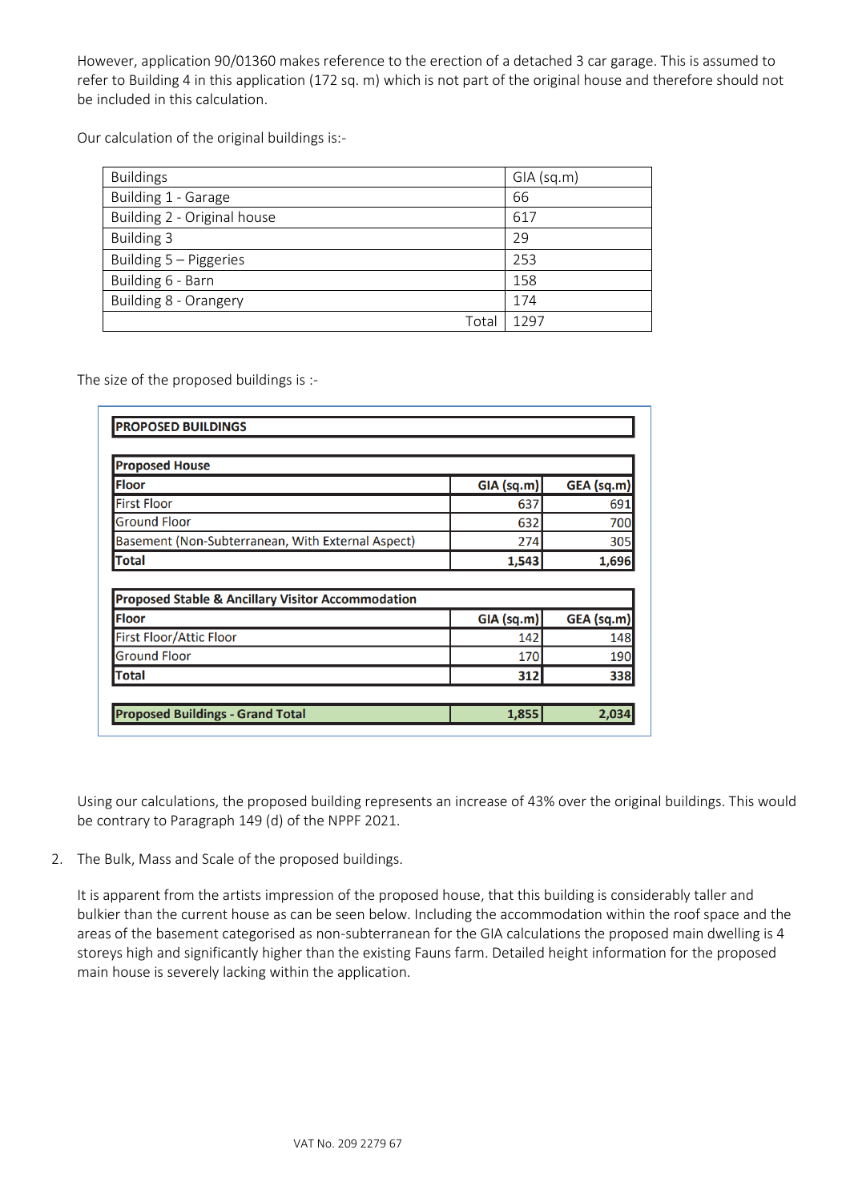However, application 90/01360 makes reference to the erection of a detached 3 car garage. This is assumed to refer to Building 4 in this application (172 sq. m) which is not part of the original house and therefore should not be included in this calculation.

Our calculation of the original buildings is:-

| Buildings | GIA (sq.m) |
|---|---|
| Building 1 - Garage | 66 |
| Building 2 - Original house | 617 |
| Building 3 | 29 |
| Building 5 – Piggeries | 253 |
| Building 6 - Barn | 158 |
| Building 8 - Orangery | 174 |
| Total | 1297 |

The size of the proposed buildings is :-

| PROPOSED BUILDINGS | | |
|---|---|---|
| **Proposed House** | | |
| **Floor** | **GIA (sq.m)** | **GEA (sq.m)** |
| First Floor | 637 | 691 |
| Ground Floor | 632 | 700 |
| Basement (Non-Subterranean, With External Aspect) | 274 | 305 |
| **Total** | **1,543** | **1,696** |
| **Proposed Stable & Ancillary Visitor Accommodation** | | |
| **Floor** | **GIA (sq.m)** | **GEA (sq.m)** |
| First Floor/Attic Floor | 142 | 148 |
| Ground Floor | 170 | 190 |
| **Total** | **312** | **338** |
| **Proposed Buildings - Grand Total** | **1,855** | **2,034** |

Using our calculations, the proposed building represents an increase of 43% over the original buildings. This would be contrary to Paragraph 149 (d) of the NPPF 2021.

2. The Bulk, Mass and Scale of the proposed buildings.

   It is apparent from the artists impression of the proposed house, that this building is considerably taller and bulkier than the current house as can be seen below. Including the accommodation within the roof space and the areas of the basement categorised as non-subterranean for the GIA calculations the proposed main dwelling is 4 storeys high and significantly higher than the existing Fauns farm. Detailed height information for the proposed main house is severely lacking within the application.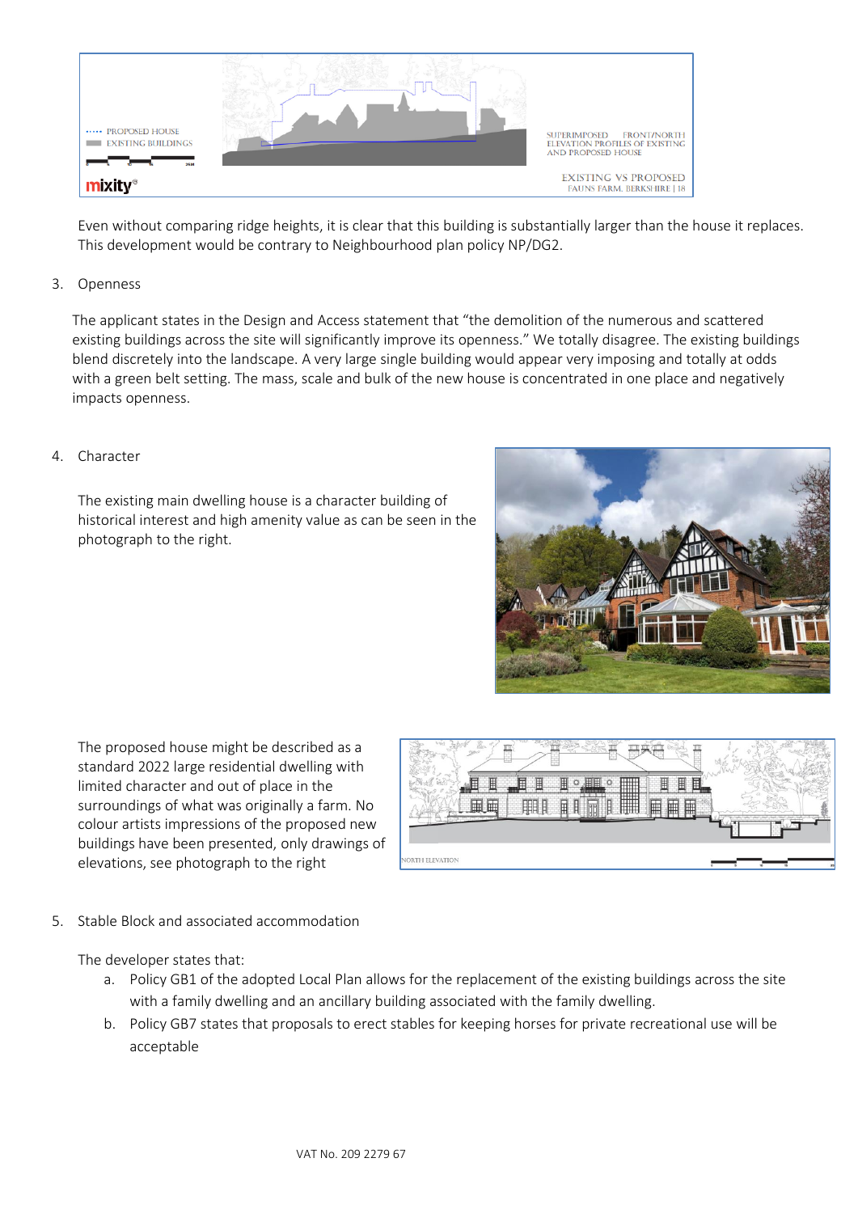PROPOSED HOUSE
EXISTING BUILDINGS

mixity

SUPERIMPOSED FRONT/NORTH ELEVATION PROFILES OF EXISTING AND PROPOSED HOUSE

EXISTING VS PROPOSED
FAUNS FARM, BERKSHIRE | 18

Even without comparing ridge heights, it is clear that this building is substantially larger than the house it replaces. This development would be contrary to Neighbourhood plan policy NP/DG2.

3. Openness

The applicant states in the Design and Access statement that "the demolition of the numerous and scattered existing buildings across the site will significantly improve its openness." We totally disagree. The existing buildings blend discretely into the landscape. A very large single building would appear very imposing and totally at odds with a green belt setting. The mass, scale and bulk of the new house is concentrated in one place and negatively impacts openness.

4. Character

The existing main dwelling house is a character building of historical interest and high amenity value as can be seen in the photograph to the right.

The proposed house might be described as a standard 2022 large residential dwelling with limited character and out of place in the surroundings of what was originally a farm. No colour artists impressions of the proposed new buildings have been presented, only drawings of elevations, see photograph to the right

NORTH ELEVATION

5. Stable Block and associated accommodation

The developer states that:

a. Policy GB1 of the adopted Local Plan allows for the replacement of the existing buildings across the site with a family dwelling and an ancillary building associated with the family dwelling.
b. Policy GB7 states that proposals to erect stables for keeping horses for private recreational use will be acceptable

VAT No. 209 2279 67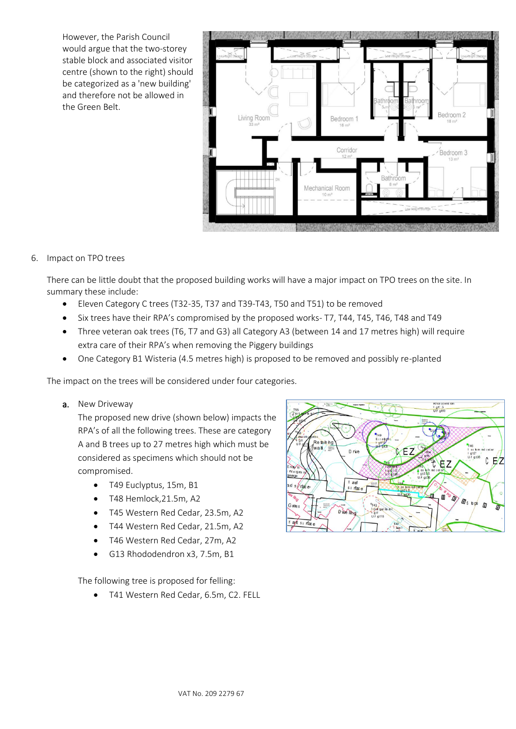However, the Parish Council would argue that the two-storey stable block and associated visitor centre (shown to the right) should be categorized as a 'new building' and therefore not be allowed in the Green Belt.

6. Impact on TPO trees

   There can be little doubt that the proposed building works will have a major impact on TPO trees on the site. In summary these include:

   - Eleven Category C trees (T32-35, T37 and T39-T43, T50 and T51) to be removed
   - Six trees have their RPA's compromised by the proposed works- T7, T44, T45, T46, T48 and T49
   - Three veteran oak trees (T6, T7 and G3) all Category A3 (between 14 and 17 metres high) will require extra care of their RPA's when removing the Piggery buildings
   - One Category B1 Wisteria (4.5 metres high) is proposed to be removed and possibly re-planted

   The impact on the trees will be considered under four categories.

   a. New Driveway

      The proposed new drive (shown below) impacts the RPA's of all the following trees. These are category A and B trees up to 27 metres high which must be considered as specimens which should not be compromised.

      - T49 Euclyptus, 15m, B1
      - T48 Hemlock,21.5m, A2
      - T45 Western Red Cedar, 23.5m, A2
      - T44 Western Red Cedar, 21.5m, A2
      - T46 Western Red Cedar, 27m, A2
      - G13 Rhododendron x3, 7.5m, B1

      The following tree is proposed for felling:

      - T41 Western Red Cedar, 6.5m, C2. FELL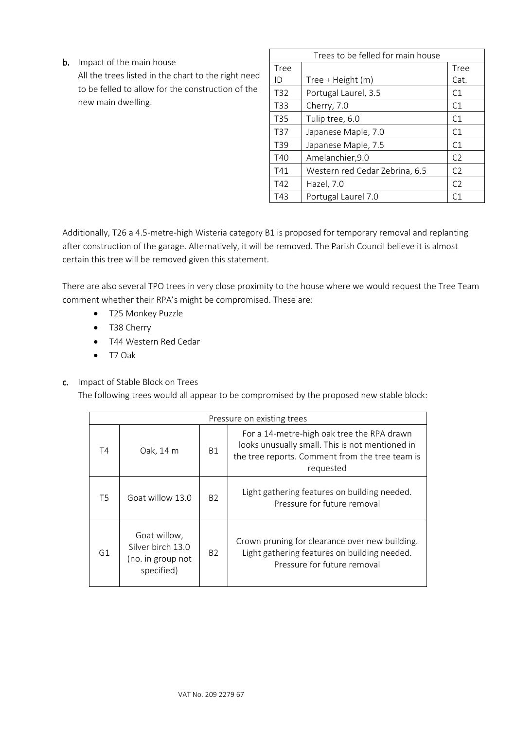**b.** Impact of the main house

All the trees listed in the chart to the right need to be felled to allow for the construction of the new main dwelling.

| Trees to be felled for main house | | |
|---|---|---|
| Tree ID | Tree + Height (m) | Tree Cat. |
| T32 | Portugal Laurel, 3.5 | C1 |
| T33 | Cherry, 7.0 | C1 |
| T35 | Tulip tree, 6.0 | C1 |
| T37 | Japanese Maple, 7.0 | C1 |
| T39 | Japanese Maple, 7.5 | C1 |
| T40 | Amelanchier,9.0 | C2 |
| T41 | Western red Cedar Zebrina, 6.5 | C2 |
| T42 | Hazel, 7.0 | C2 |
| T43 | Portugal Laurel 7.0 | C1 |

Additionally, T26 a 4.5-metre-high Wisteria category B1 is proposed for temporary removal and replanting after construction of the garage. Alternatively, it will be removed. The Parish Council believe it is almost certain this tree will be removed given this statement.

There are also several TPO trees in very close proximity to the house where we would request the Tree Team comment whether their RPA's might be compromised. These are:

- T25 Monkey Puzzle
- T38 Cherry
- T44 Western Red Cedar
- T7 Oak

**c.** Impact of Stable Block on Trees

The following trees would all appear to be compromised by the proposed new stable block:

| Pressure on existing trees | | | |
|---|---|---|---|
| T4 | Oak, 14 m | B1 | For a 14-metre-high oak tree the RPA drawn looks unusually small. This is not mentioned in the tree reports. Comment from the tree team is requested |
| T5 | Goat willow 13.0 | B2 | Light gathering features on building needed. Pressure for future removal |
| G1 | Goat willow, Silver birch 13.0 (no. in group not specified) | B2 | Crown pruning for clearance over new building. Light gathering features on building needed. Pressure for future removal |

VAT No. 209 2279 67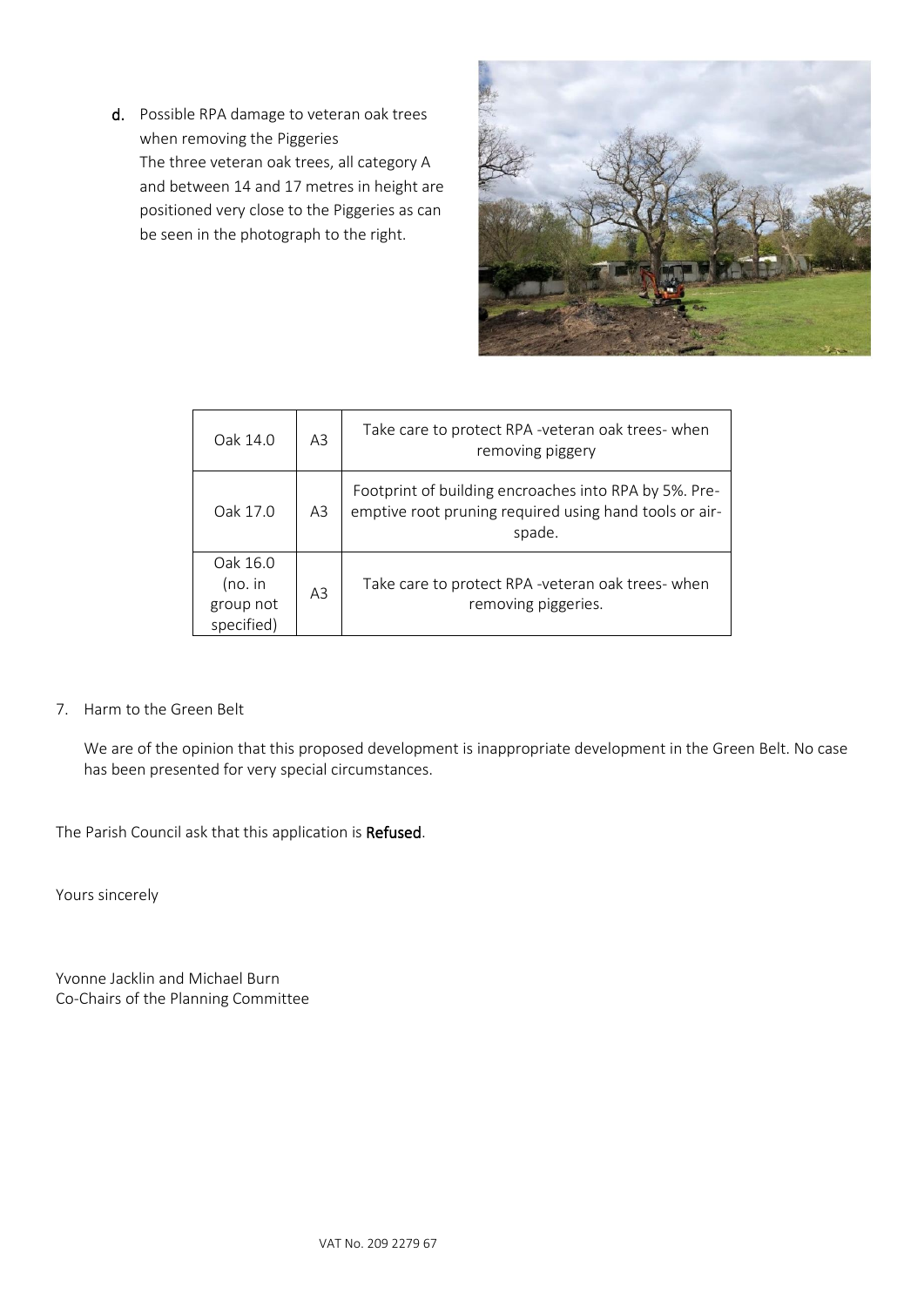d. Possible RPA damage to veteran oak trees when removing the Piggeries
The three veteran oak trees, all category A and between 14 and 17 metres in height are positioned very close to the Piggeries as can be seen in the photograph to the right.

| | | |
|---|---|---|
| Oak 14.0 | A3 | Take care to protect RPA -veteran oak trees- when removing piggery |
| Oak 17.0 | A3 | Footprint of building encroaches into RPA by 5%. Pre-emptive root pruning required using hand tools or air-spade. |
| Oak 16.0 (no. in group not specified) | A3 | Take care to protect RPA -veteran oak trees- when removing piggeries. |

7. Harm to the Green Belt

We are of the opinion that this proposed development is inappropriate development in the Green Belt. No case has been presented for very special circumstances.

The Parish Council ask that this application is **Refused**.

Yours sincerely

Yvonne Jacklin and Michael Burn
Co-Chairs of the Planning Committee

VAT No. 209 2279 67